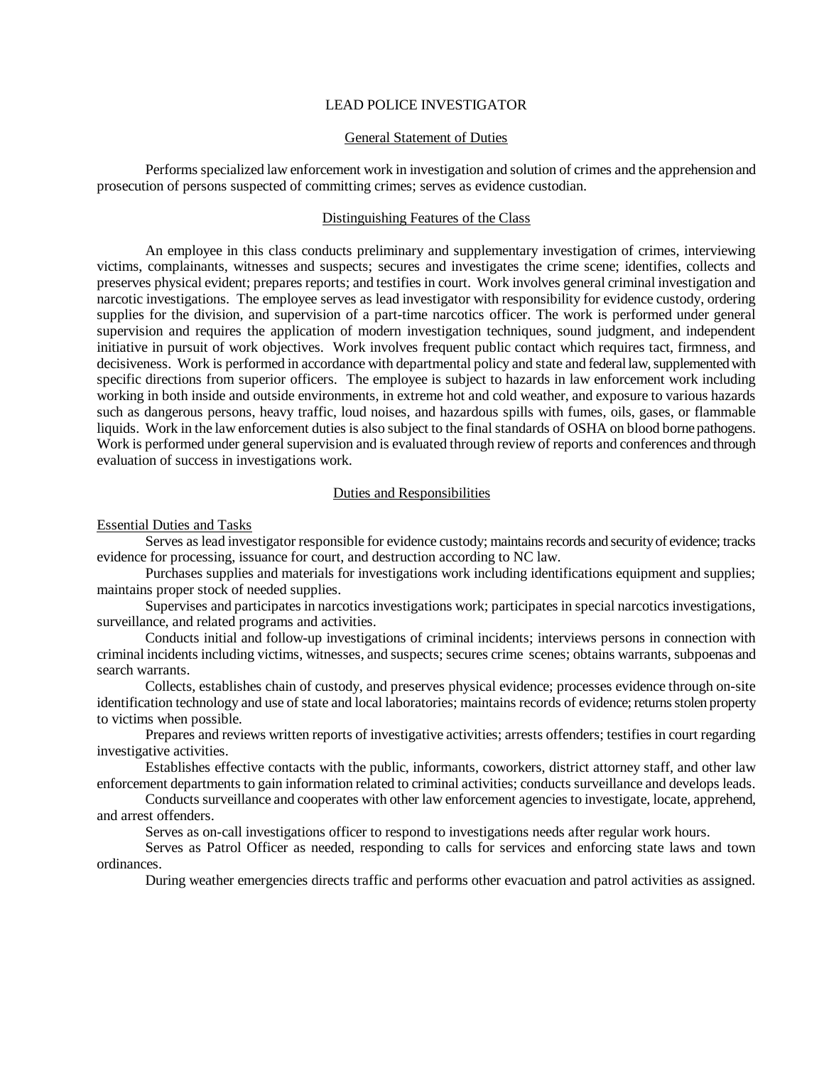# LEAD POLICE INVESTIGATOR

## General Statement of Duties

Performs specialized law enforcement work in investigation and solution of crimes and the apprehension and prosecution of persons suspected of committing crimes; serves as evidence custodian.

## Distinguishing Features of the Class

An employee in this class conducts preliminary and supplementary investigation of crimes, interviewing victims, complainants, witnesses and suspects; secures and investigates the crime scene; identifies, collects and preserves physical evident; prepares reports; and testifies in court. Work involves general criminal investigation and narcotic investigations. The employee serves as lead investigator with responsibility for evidence custody, ordering supplies for the division, and supervision of a part-time narcotics officer. The work is performed under general supervision and requires the application of modern investigation techniques, sound judgment, and independent initiative in pursuit of work objectives. Work involves frequent public contact which requires tact, firmness, and decisiveness. Work is performed in accordance with departmental policy and state and federal law, supplemented with specific directions from superior officers. The employee is subject to hazards in law enforcement work including working in both inside and outside environments, in extreme hot and cold weather, and exposure to various hazards such as dangerous persons, heavy traffic, loud noises, and hazardous spills with fumes, oils, gases, or flammable liquids. Work in the law enforcement duties is also subject to the final standards of OSHA on blood borne pathogens. Work is performed under general supervision and is evaluated through review of reports and conferences and through evaluation of success in investigations work.

## Duties and Responsibilities

### Essential Duties and Tasks

Serves as lead investigator responsible for evidence custody; maintains records and security of evidence; tracks evidence for processing, issuance for court, and destruction according to NC law.

Purchases supplies and materials for investigations work including identifications equipment and supplies; maintains proper stock of needed supplies.

Supervises and participates in narcotics investigations work; participates in special narcotics investigations, surveillance, and related programs and activities.

Conducts initial and follow-up investigations of criminal incidents; interviews persons in connection with criminal incidents including victims, witnesses, and suspects; secures crime scenes; obtains warrants, subpoenas and search warrants.

Collects, establishes chain of custody, and preserves physical evidence; processes evidence through on-site identification technology and use of state and local laboratories; maintains records of evidence; returns stolen property to victims when possible.

Prepares and reviews written reports of investigative activities; arrests offenders; testifies in court regarding investigative activities.

Establishes effective contacts with the public, informants, coworkers, district attorney staff, and other law enforcement departments to gain information related to criminal activities; conducts surveillance and develops leads.

Conducts surveillance and cooperates with other law enforcement agencies to investigate, locate, apprehend, and arrest offenders.

Serves as on-call investigations officer to respond to investigations needs after regular work hours.

Serves as Patrol Officer as needed, responding to calls for services and enforcing state laws and town ordinances.

During weather emergencies directs traffic and performs other evacuation and patrol activities as assigned.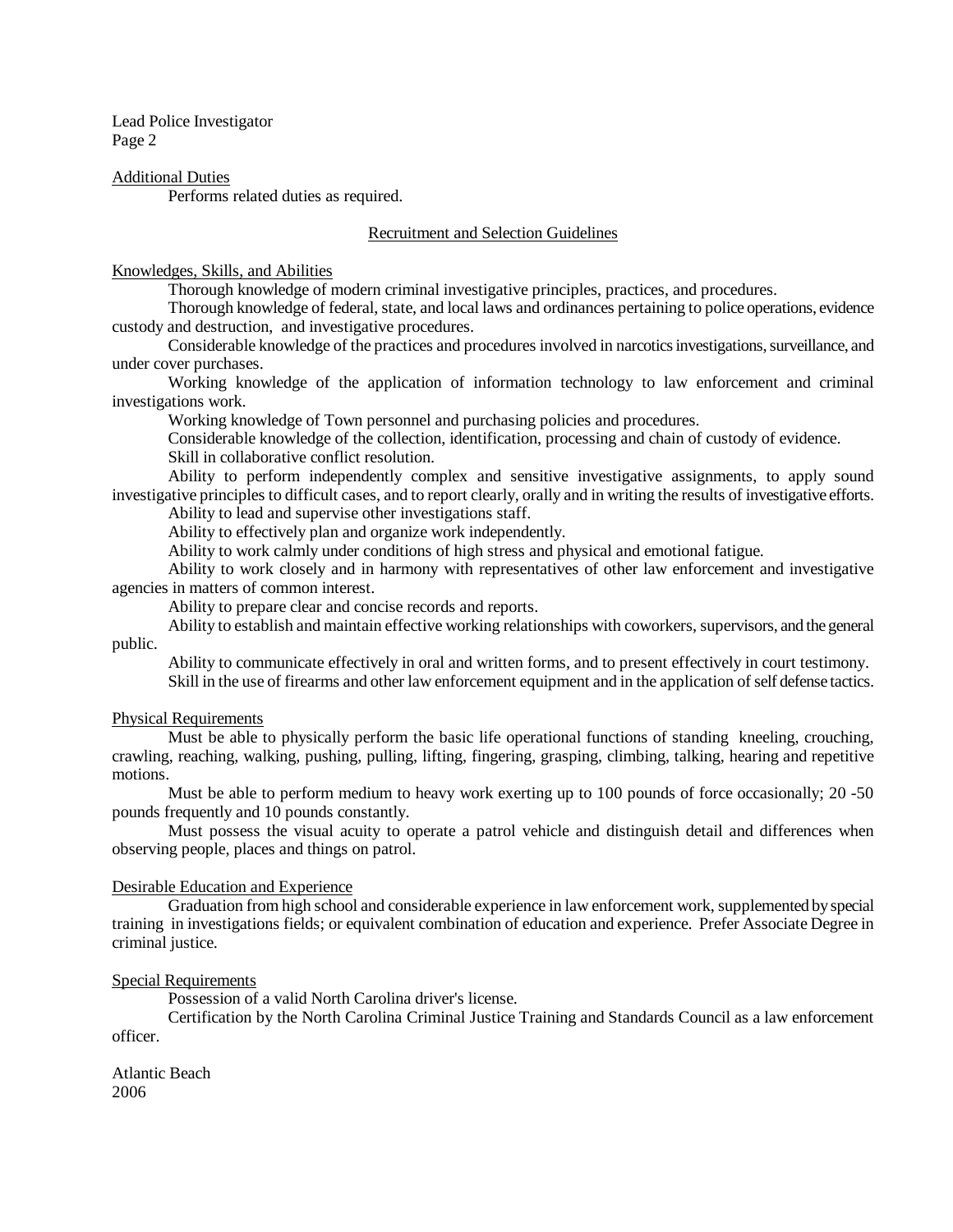## Additional Duties

Performs related duties as required.

## Recruitment and Selection Guidelines

### Knowledges, Skills, and Abilities

Thorough knowledge of modern criminal investigative principles, practices, and procedures.

Thorough knowledge of federal, state, and local laws and ordinances pertaining to police operations, evidence custody and destruction, and investigative procedures.

Considerable knowledge of the practices and procedures involved in narcotics investigations, surveillance, and under cover purchases.

Working knowledge of the application of information technology to law enforcement and criminal investigations work.

Working knowledge of Town personnel and purchasing policies and procedures.

Considerable knowledge of the collection, identification, processing and chain of custody of evidence.

Skill in collaborative conflict resolution.

Ability to perform independently complex and sensitive investigative assignments, to apply sound investigative principles to difficult cases, and to report clearly, orally and in writing the results of investigative efforts.

Ability to lead and supervise other investigations staff.

Ability to effectively plan and organize work independently.

Ability to work calmly under conditions of high stress and physical and emotional fatigue.

Ability to work closely and in harmony with representatives of other law enforcement and investigative agencies in matters of common interest.

Ability to prepare clear and concise records and reports.

Ability to establish and maintain effective working relationships with coworkers, supervisors, and the general public.

Ability to communicate effectively in oral and written forms, and to present effectively in court testimony.

Skill in the use of firearms and other law enforcement equipment and in the application of self defense tactics.

### Physical Requirements

Must be able to physically perform the basic life operational functions of standing kneeling, crouching, crawling, reaching, walking, pushing, pulling, lifting, fingering, grasping, climbing, talking, hearing and repetitive motions.

Must be able to perform medium to heavy work exerting up to 100 pounds of force occasionally; 20 -50 pounds frequently and 10 pounds constantly.

Must possess the visual acuity to operate a patrol vehicle and distinguish detail and differences when observing people, places and things on patrol.

### Desirable Education and Experience

Graduation from high school and considerable experience in law enforcement work, supplemented by special training in investigations fields; or equivalent combination of education and experience. Prefer Associate Degree in criminal justice.

### Special Requirements

Possession of a valid North Carolina driver's license.

Certification by the North Carolina Criminal Justice Training and Standards Council as a law enforcement officer.

Atlantic Beach
2006